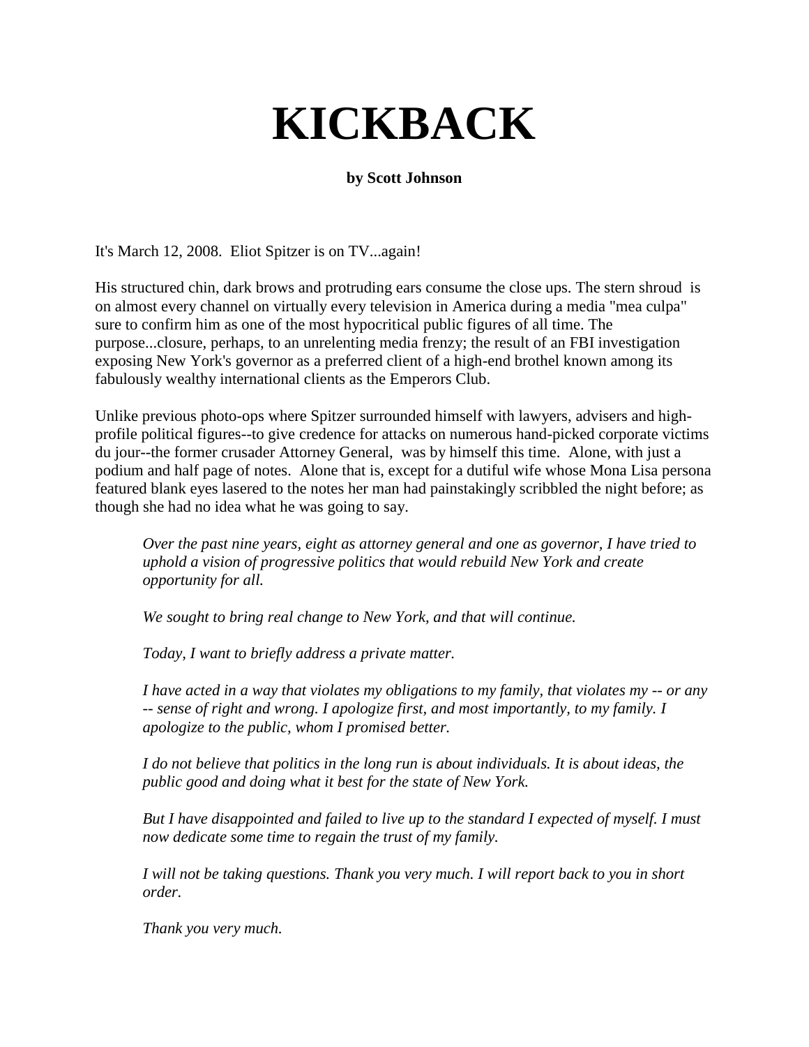# KICKBACK

**by Scott Johnson**

It's March 12, 2008. Eliot Spitzer is on TV...again!

His structured chin, dark brows and protruding ears consume the close ups. The stern shroud is on almost every channel on virtually every television in America during a media "mea culpa" sure to confirm him as one of the most hypocritical public figures of all time. The purpose...closure, perhaps, to an unrelenting media frenzy; the result of an FBI investigation exposing New York's governor as a preferred client of a high-end brothel known among its fabulously wealthy international clients as the Emperors Club.

Unlike previous photo-ops where Spitzer surrounded himself with lawyers, advisers and high-profile political figures--to give credence for attacks on numerous hand-picked corporate victims du jour--the former crusader Attorney General, was by himself this time. Alone, with just a podium and half page of notes. Alone that is, except for a dutiful wife whose Mona Lisa persona featured blank eyes lasered to the notes her man had painstakingly scribbled the night before; as though she had no idea what he was going to say.

> *Over the past nine years, eight as attorney general and one as governor, I have tried to uphold a vision of progressive politics that would rebuild New York and create opportunity for all.*
>
> *We sought to bring real change to New York, and that will continue.*
>
> *Today, I want to briefly address a private matter.*
>
> *I have acted in a way that violates my obligations to my family, that violates my -- or any -- sense of right and wrong. I apologize first, and most importantly, to my family. I apologize to the public, whom I promised better.*
>
> *I do not believe that politics in the long run is about individuals. It is about ideas, the public good and doing what it best for the state of New York.*
>
> *But I have disappointed and failed to live up to the standard I expected of myself. I must now dedicate some time to regain the trust of my family.*
>
> *I will not be taking questions. Thank you very much. I will report back to you in short order.*
>
> *Thank you very much.*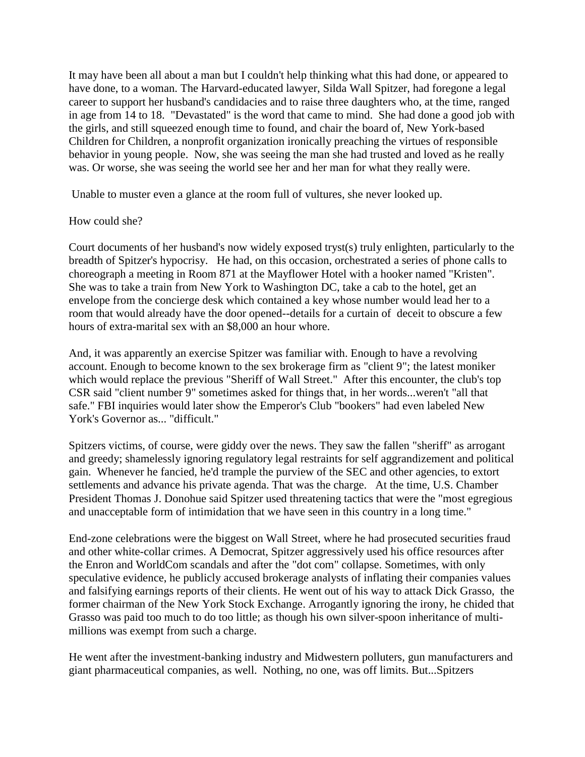It may have been all about a man but I couldn't help thinking what this had done, or appeared to have done, to a woman. The Harvard-educated lawyer, Silda Wall Spitzer, had foregone a legal career to support her husband's candidacies and to raise three daughters who, at the time, ranged in age from 14 to 18. "Devastated" is the word that came to mind. She had done a good job with the girls, and still squeezed enough time to found, and chair the board of, New York-based Children for Children, a nonprofit organization ironically preaching the virtues of responsible behavior in young people. Now, she was seeing the man she had trusted and loved as he really was. Or worse, she was seeing the world see her and her man for what they really were.

Unable to muster even a glance at the room full of vultures, she never looked up.

How could she?

Court documents of her husband's now widely exposed tryst(s) truly enlighten, particularly to the breadth of Spitzer's hypocrisy. He had, on this occasion, orchestrated a series of phone calls to choreograph a meeting in Room 871 at the Mayflower Hotel with a hooker named "Kristen". She was to take a train from New York to Washington DC, take a cab to the hotel, get an envelope from the concierge desk which contained a key whose number would lead her to a room that would already have the door opened--details for a curtain of deceit to obscure a few hours of extra-marital sex with an $8,000 an hour whore.

And, it was apparently an exercise Spitzer was familiar with. Enough to have a revolving account. Enough to become known to the sex brokerage firm as "client 9"; the latest moniker which would replace the previous "Sheriff of Wall Street." After this encounter, the club's top CSR said "client number 9" sometimes asked for things that, in her words...weren't "all that safe." FBI inquiries would later show the Emperor's Club "bookers" had even labeled New York's Governor as... "difficult."

Spitzers victims, of course, were giddy over the news. They saw the fallen "sheriff" as arrogant and greedy; shamelessly ignoring regulatory legal restraints for self aggrandizement and political gain. Whenever he fancied, he'd trample the purview of the SEC and other agencies, to extort settlements and advance his private agenda. That was the charge. At the time, U.S. Chamber President Thomas J. Donohue said Spitzer used threatening tactics that were the "most egregious and unacceptable form of intimidation that we have seen in this country in a long time."

End-zone celebrations were the biggest on Wall Street, where he had prosecuted securities fraud and other white-collar crimes. A Democrat, Spitzer aggressively used his office resources after the Enron and WorldCom scandals and after the "dot com" collapse. Sometimes, with only speculative evidence, he publicly accused brokerage analysts of inflating their companies values and falsifying earnings reports of their clients. He went out of his way to attack Dick Grasso, the former chairman of the New York Stock Exchange. Arrogantly ignoring the irony, he chided that Grasso was paid too much to do too little; as though his own silver-spoon inheritance of multi-millions was exempt from such a charge.

He went after the investment-banking industry and Midwestern polluters, gun manufacturers and giant pharmaceutical companies, as well. Nothing, no one, was off limits. But...Spitzers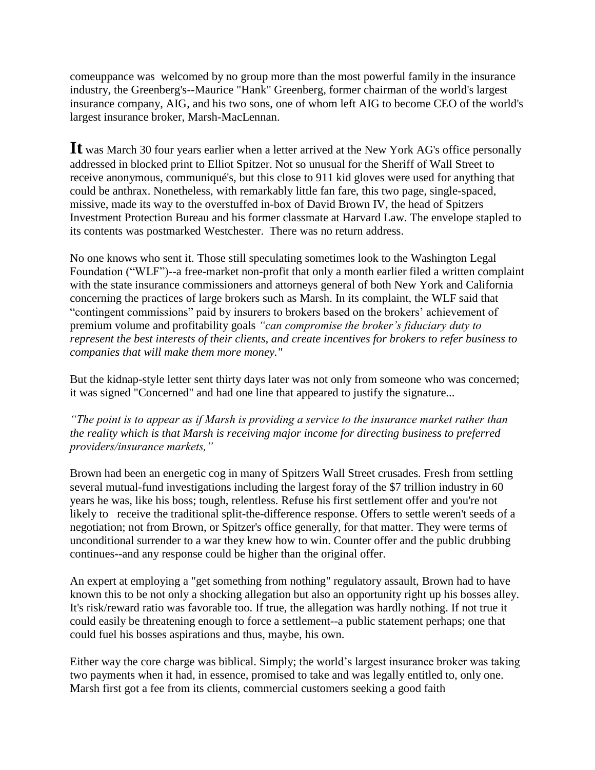comeuppance was welcomed by no group more than the most powerful family in the insurance industry, the Greenberg's--Maurice "Hank" Greenberg, former chairman of the world's largest insurance company, AIG, and his two sons, one of whom left AIG to become CEO of the world's largest insurance broker, Marsh-MacLennan.

**It** was March 30 four years earlier when a letter arrived at the New York AG's office personally addressed in blocked print to Elliot Spitzer. Not so unusual for the Sheriff of Wall Street to receive anonymous, communiqué's, but this close to 911 kid gloves were used for anything that could be anthrax. Nonetheless, with remarkably little fan fare, this two page, single-spaced, missive, made its way to the overstuffed in-box of David Brown IV, the head of Spitzers Investment Protection Bureau and his former classmate at Harvard Law. The envelope stapled to its contents was postmarked Westchester. There was no return address.

No one knows who sent it. Those still speculating sometimes look to the Washington Legal Foundation ("WLF")--a free-market non-profit that only a month earlier filed a written complaint with the state insurance commissioners and attorneys general of both New York and California concerning the practices of large brokers such as Marsh. In its complaint, the WLF said that "contingent commissions" paid by insurers to brokers based on the brokers' achievement of premium volume and profitability goals *"can compromise the broker's fiduciary duty to represent the best interests of their clients, and create incentives for brokers to refer business to companies that will make them more money."*

But the kidnap-style letter sent thirty days later was not only from someone who was concerned; it was signed "Concerned" and had one line that appeared to justify the signature...

*"The point is to appear as if Marsh is providing a service to the insurance market rather than the reality which is that Marsh is receiving major income for directing business to preferred providers/insurance markets,"*

Brown had been an energetic cog in many of Spitzers Wall Street crusades. Fresh from settling several mutual-fund investigations including the largest foray of the $7 trillion industry in 60 years he was, like his boss; tough, relentless. Refuse his first settlement offer and you're not likely to receive the traditional split-the-difference response. Offers to settle weren't seeds of a negotiation; not from Brown, or Spitzer's office generally, for that matter. They were terms of unconditional surrender to a war they knew how to win. Counter offer and the public drubbing continues--and any response could be higher than the original offer.

An expert at employing a "get something from nothing" regulatory assault, Brown had to have known this to be not only a shocking allegation but also an opportunity right up his bosses alley. It's risk/reward ratio was favorable too. If true, the allegation was hardly nothing. If not true it could easily be threatening enough to force a settlement--a public statement perhaps; one that could fuel his bosses aspirations and thus, maybe, his own.

Either way the core charge was biblical. Simply; the world's largest insurance broker was taking two payments when it had, in essence, promised to take and was legally entitled to, only one. Marsh first got a fee from its clients, commercial customers seeking a good faith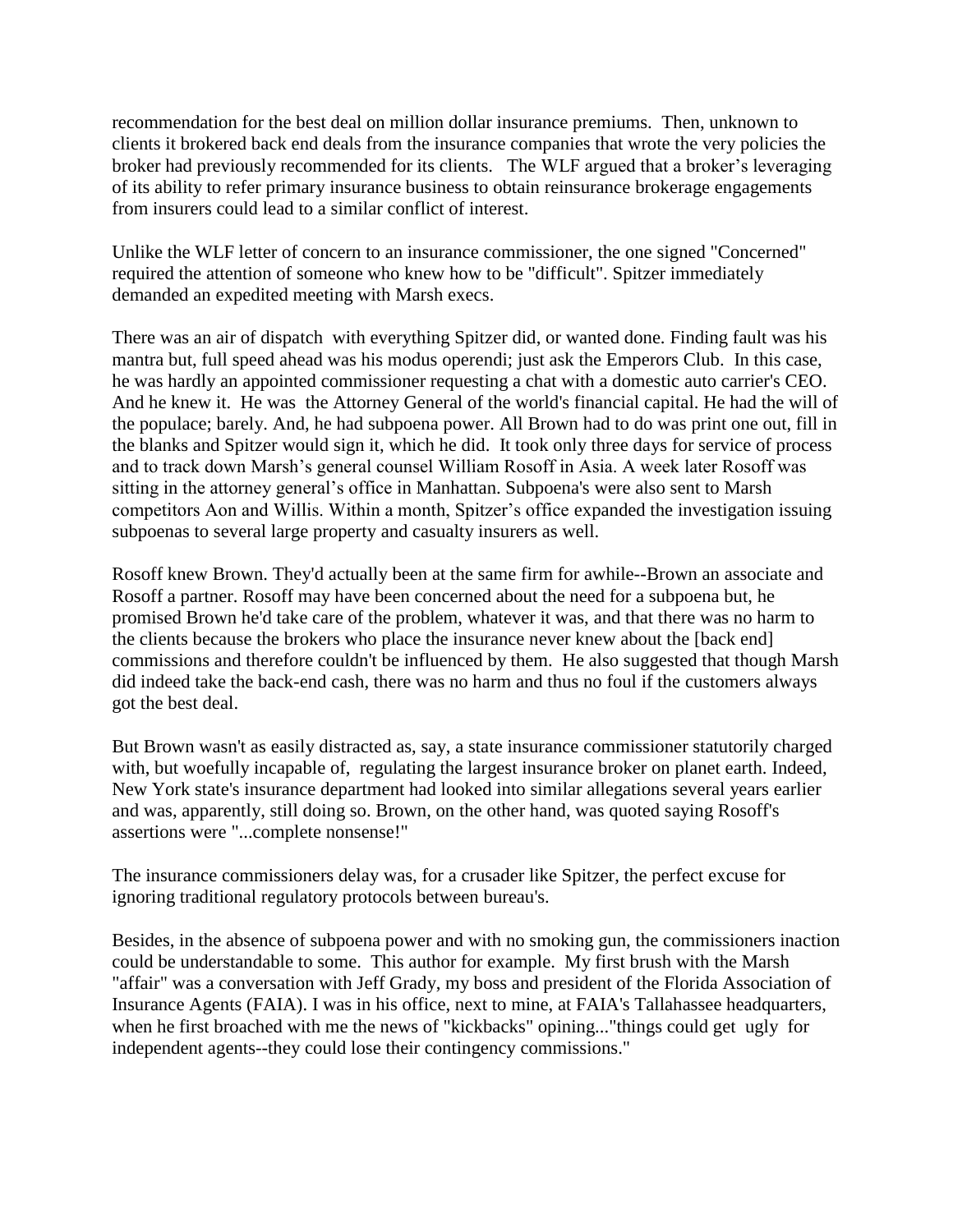recommendation for the best deal on million dollar insurance premiums. Then, unknown to clients it brokered back end deals from the insurance companies that wrote the very policies the broker had previously recommended for its clients. The WLF argued that a broker's leveraging of its ability to refer primary insurance business to obtain reinsurance brokerage engagements from insurers could lead to a similar conflict of interest.

Unlike the WLF letter of concern to an insurance commissioner, the one signed "Concerned" required the attention of someone who knew how to be "difficult". Spitzer immediately demanded an expedited meeting with Marsh execs.

There was an air of dispatch with everything Spitzer did, or wanted done. Finding fault was his mantra but, full speed ahead was his modus operendi; just ask the Emperors Club. In this case, he was hardly an appointed commissioner requesting a chat with a domestic auto carrier's CEO. And he knew it. He was the Attorney General of the world's financial capital. He had the will of the populace; barely. And, he had subpoena power. All Brown had to do was print one out, fill in the blanks and Spitzer would sign it, which he did. It took only three days for service of process and to track down Marsh's general counsel William Rosoff in Asia. A week later Rosoff was sitting in the attorney general's office in Manhattan. Subpoena's were also sent to Marsh competitors Aon and Willis. Within a month, Spitzer's office expanded the investigation issuing subpoenas to several large property and casualty insurers as well.

Rosoff knew Brown. They'd actually been at the same firm for awhile--Brown an associate and Rosoff a partner. Rosoff may have been concerned about the need for a subpoena but, he promised Brown he'd take care of the problem, whatever it was, and that there was no harm to the clients because the brokers who place the insurance never knew about the [back end] commissions and therefore couldn't be influenced by them. He also suggested that though Marsh did indeed take the back-end cash, there was no harm and thus no foul if the customers always got the best deal.

But Brown wasn't as easily distracted as, say, a state insurance commissioner statutorily charged with, but woefully incapable of, regulating the largest insurance broker on planet earth. Indeed, New York state's insurance department had looked into similar allegations several years earlier and was, apparently, still doing so. Brown, on the other hand, was quoted saying Rosoff's assertions were "...complete nonsense!"

The insurance commissioners delay was, for a crusader like Spitzer, the perfect excuse for ignoring traditional regulatory protocols between bureau's.

Besides, in the absence of subpoena power and with no smoking gun, the commissioners inaction could be understandable to some. This author for example. My first brush with the Marsh "affair" was a conversation with Jeff Grady, my boss and president of the Florida Association of Insurance Agents (FAIA). I was in his office, next to mine, at FAIA's Tallahassee headquarters, when he first broached with me the news of "kickbacks" opining..."things could get ugly for independent agents--they could lose their contingency commissions."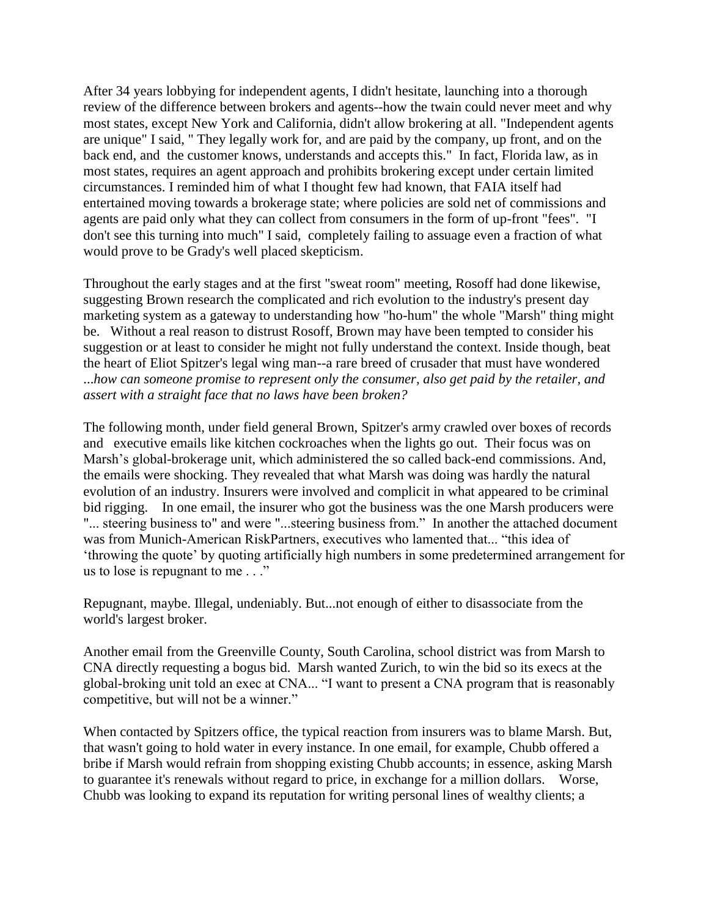After 34 years lobbying for independent agents, I didn't hesitate, launching into a thorough review of the difference between brokers and agents--how the twain could never meet and why most states, except New York and California, didn't allow brokering at all. "Independent agents are unique" I said, " They legally work for, and are paid by the company, up front, and on the back end, and the customer knows, understands and accepts this." In fact, Florida law, as in most states, requires an agent approach and prohibits brokering except under certain limited circumstances. I reminded him of what I thought few had known, that FAIA itself had entertained moving towards a brokerage state; where policies are sold net of commissions and agents are paid only what they can collect from consumers in the form of up-front "fees". "I don't see this turning into much" I said, completely failing to assuage even a fraction of what would prove to be Grady's well placed skepticism.

Throughout the early stages and at the first "sweat room" meeting, Rosoff had done likewise, suggesting Brown research the complicated and rich evolution to the industry's present day marketing system as a gateway to understanding how "ho-hum" the whole "Marsh" thing might be. Without a real reason to distrust Rosoff, Brown may have been tempted to consider his suggestion or at least to consider he might not fully understand the context. Inside though, beat the heart of Eliot Spitzer's legal wing man--a rare breed of crusader that must have wondered *...how can someone promise to represent only the consumer, also get paid by the retailer, and assert with a straight face that no laws have been broken?*

The following month, under field general Brown, Spitzer's army crawled over boxes of records and executive emails like kitchen cockroaches when the lights go out. Their focus was on Marsh's global-brokerage unit, which administered the so called back-end commissions. And, the emails were shocking. They revealed that what Marsh was doing was hardly the natural evolution of an industry. Insurers were involved and complicit in what appeared to be criminal bid rigging. In one email, the insurer who got the business was the one Marsh producers were "... steering business to" and were "...steering business from." In another the attached document was from Munich-American RiskPartners, executives who lamented that... "this idea of 'throwing the quote' by quoting artificially high numbers in some predetermined arrangement for us to lose is repugnant to me . . ."

Repugnant, maybe. Illegal, undeniably. But...not enough of either to disassociate from the world's largest broker.

Another email from the Greenville County, South Carolina, school district was from Marsh to CNA directly requesting a bogus bid. Marsh wanted Zurich, to win the bid so its execs at the global-broking unit told an exec at CNA... "I want to present a CNA program that is reasonably competitive, but will not be a winner."

When contacted by Spitzers office, the typical reaction from insurers was to blame Marsh. But, that wasn't going to hold water in every instance. In one email, for example, Chubb offered a bribe if Marsh would refrain from shopping existing Chubb accounts; in essence, asking Marsh to guarantee it's renewals without regard to price, in exchange for a million dollars. Worse, Chubb was looking to expand its reputation for writing personal lines of wealthy clients; a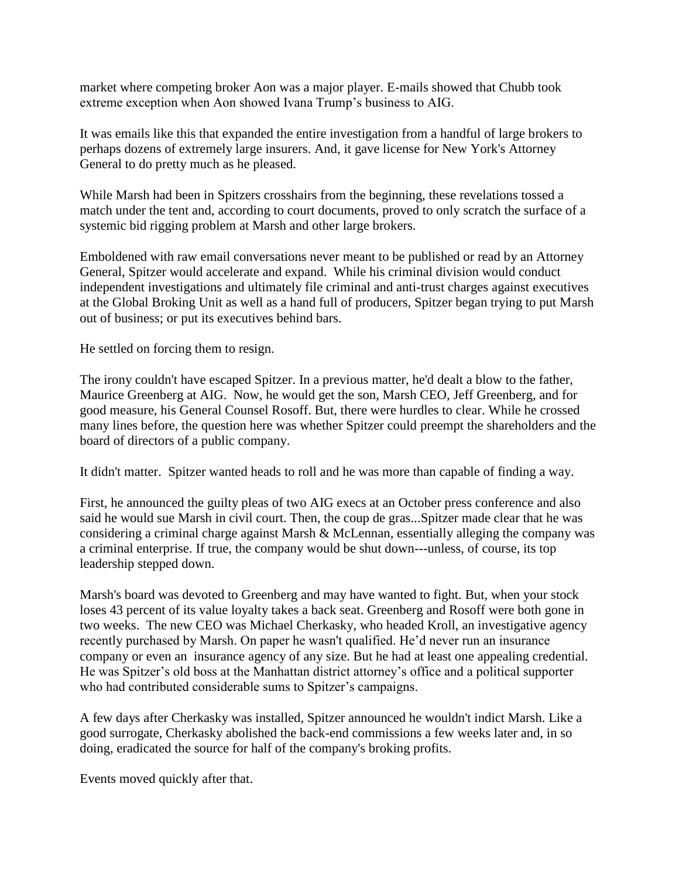market where competing broker Aon was a major player. E-mails showed that Chubb took extreme exception when Aon showed Ivana Trump's business to AIG.

It was emails like this that expanded the entire investigation from a handful of large brokers to perhaps dozens of extremely large insurers. And, it gave license for New York's Attorney General to do pretty much as he pleased.

While Marsh had been in Spitzers crosshairs from the beginning, these revelations tossed a match under the tent and, according to court documents, proved to only scratch the surface of a systemic bid rigging problem at Marsh and other large brokers.

Emboldened with raw email conversations never meant to be published or read by an Attorney General, Spitzer would accelerate and expand. While his criminal division would conduct independent investigations and ultimately file criminal and anti-trust charges against executives at the Global Broking Unit as well as a hand full of producers, Spitzer began trying to put Marsh out of business; or put its executives behind bars.

He settled on forcing them to resign.

The irony couldn't have escaped Spitzer. In a previous matter, he'd dealt a blow to the father, Maurice Greenberg at AIG. Now, he would get the son, Marsh CEO, Jeff Greenberg, and for good measure, his General Counsel Rosoff. But, there were hurdles to clear. While he crossed many lines before, the question here was whether Spitzer could preempt the shareholders and the board of directors of a public company.

It didn't matter. Spitzer wanted heads to roll and he was more than capable of finding a way.

First, he announced the guilty pleas of two AIG execs at an October press conference and also said he would sue Marsh in civil court. Then, the coup de gras...Spitzer made clear that he was considering a criminal charge against Marsh & McLennan, essentially alleging the company was a criminal enterprise. If true, the company would be shut down---unless, of course, its top leadership stepped down.

Marsh's board was devoted to Greenberg and may have wanted to fight. But, when your stock loses 43 percent of its value loyalty takes a back seat. Greenberg and Rosoff were both gone in two weeks. The new CEO was Michael Cherkasky, who headed Kroll, an investigative agency recently purchased by Marsh. On paper he wasn't qualified. He'd never run an insurance company or even an insurance agency of any size. But he had at least one appealing credential. He was Spitzer's old boss at the Manhattan district attorney's office and a political supporter who had contributed considerable sums to Spitzer's campaigns.

A few days after Cherkasky was installed, Spitzer announced he wouldn't indict Marsh. Like a good surrogate, Cherkasky abolished the back-end commissions a few weeks later and, in so doing, eradicated the source for half of the company's broking profits.

Events moved quickly after that.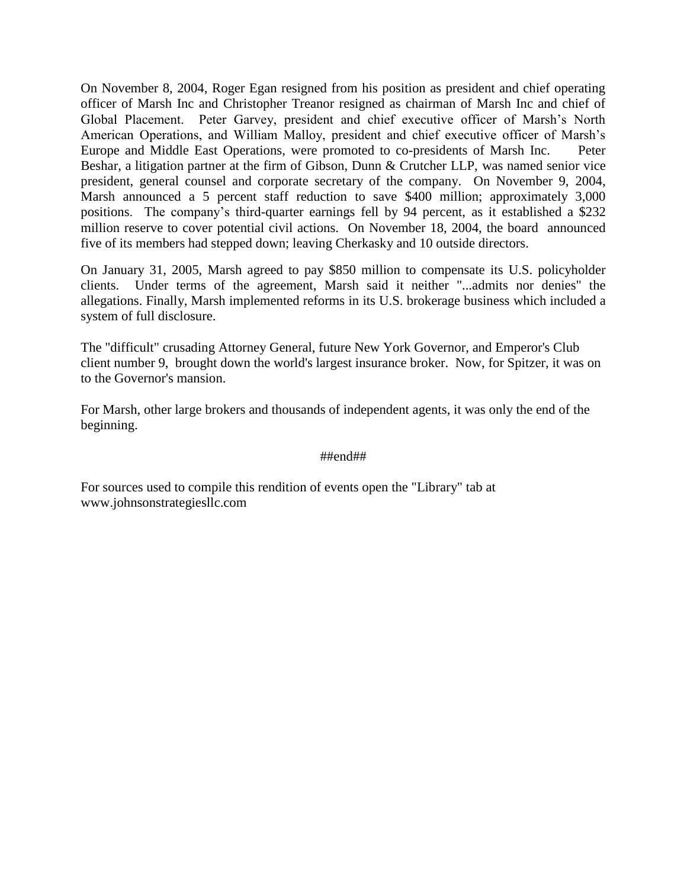On November 8, 2004, Roger Egan resigned from his position as president and chief operating officer of Marsh Inc and Christopher Treanor resigned as chairman of Marsh Inc and chief of Global Placement. Peter Garvey, president and chief executive officer of Marsh's North American Operations, and William Malloy, president and chief executive officer of Marsh's Europe and Middle East Operations, were promoted to co-presidents of Marsh Inc. Peter Beshar, a litigation partner at the firm of Gibson, Dunn & Crutcher LLP, was named senior vice president, general counsel and corporate secretary of the company. On November 9, 2004, Marsh announced a 5 percent staff reduction to save $400 million; approximately 3,000 positions. The company's third-quarter earnings fell by 94 percent, as it established a $232 million reserve to cover potential civil actions. On November 18, 2004, the board announced five of its members had stepped down; leaving Cherkasky and 10 outside directors.

On January 31, 2005, Marsh agreed to pay $850 million to compensate its U.S. policyholder clients. Under terms of the agreement, Marsh said it neither "...admits nor denies" the allegations. Finally, Marsh implemented reforms in its U.S. brokerage business which included a system of full disclosure.

The "difficult" crusading Attorney General, future New York Governor, and Emperor's Club client number 9, brought down the world's largest insurance broker. Now, for Spitzer, it was on to the Governor's mansion.

For Marsh, other large brokers and thousands of independent agents, it was only the end of the beginning.

##end##

For sources used to compile this rendition of events open the "Library" tab at www.johnsonstrategiesllc.com